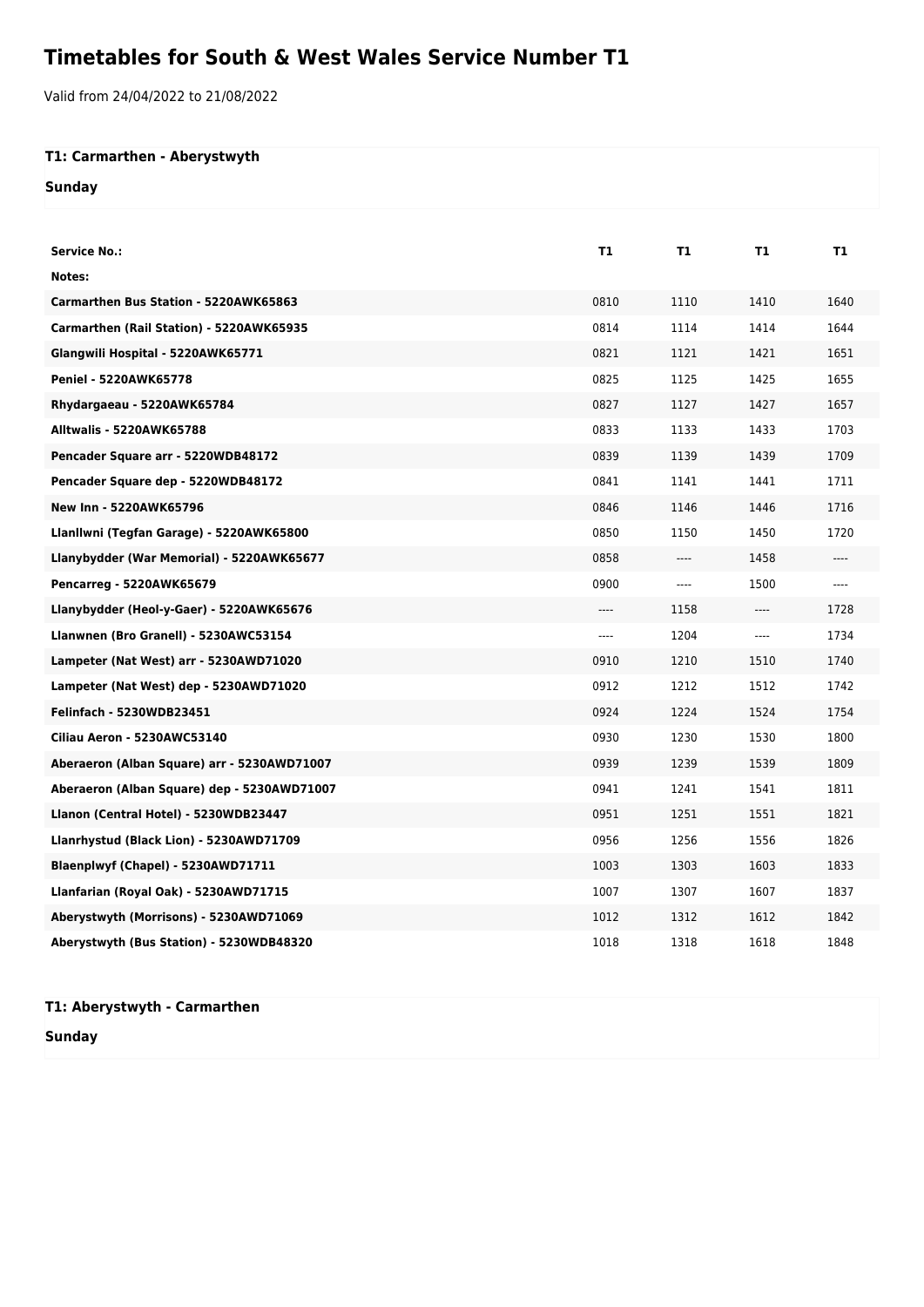# Timetables for South & West Wales Service Number T1

Valid from 24/04/2022 to 21/08/2022

### T1: Carmarthen - Aberystwyth

**Sunday**

| Service No.: | T1 | T1 | T1 | T1 |
|---|---|---|---|---|
| Notes: | | | | |
| Carmarthen Bus Station - 5220AWK65863 | 0810 | 1110 | 1410 | 1640 |
| Carmarthen (Rail Station) - 5220AWK65935 | 0814 | 1114 | 1414 | 1644 |
| Glangwili Hospital - 5220AWK65771 | 0821 | 1121 | 1421 | 1651 |
| Peniel - 5220AWK65778 | 0825 | 1125 | 1425 | 1655 |
| Rhydargaeau - 5220AWK65784 | 0827 | 1127 | 1427 | 1657 |
| Alltwalis - 5220AWK65788 | 0833 | 1133 | 1433 | 1703 |
| Pencader Square arr - 5220WDB48172 | 0839 | 1139 | 1439 | 1709 |
| Pencader Square dep - 5220WDB48172 | 0841 | 1141 | 1441 | 1711 |
| New Inn - 5220AWK65796 | 0846 | 1146 | 1446 | 1716 |
| Llanllwni (Tegfan Garage) - 5220AWK65800 | 0850 | 1150 | 1450 | 1720 |
| Llanybydder (War Memorial) - 5220AWK65677 | 0858 | ---- | 1458 | ---- |
| Pencarreg - 5220AWK65679 | 0900 | ---- | 1500 | ---- |
| Llanybydder (Heol-y-Gaer) - 5220AWK65676 | ---- | 1158 | ---- | 1728 |
| Llanwnen (Bro Granell) - 5230AWC53154 | ---- | 1204 | ---- | 1734 |
| Lampeter (Nat West) arr - 5230AWD71020 | 0910 | 1210 | 1510 | 1740 |
| Lampeter (Nat West) dep - 5230AWD71020 | 0912 | 1212 | 1512 | 1742 |
| Felinfach - 5230WDB23451 | 0924 | 1224 | 1524 | 1754 |
| Ciliau Aeron - 5230AWC53140 | 0930 | 1230 | 1530 | 1800 |
| Aberaeron (Alban Square) arr - 5230AWD71007 | 0939 | 1239 | 1539 | 1809 |
| Aberaeron (Alban Square) dep - 5230AWD71007 | 0941 | 1241 | 1541 | 1811 |
| Llanon (Central Hotel) - 5230WDB23447 | 0951 | 1251 | 1551 | 1821 |
| Llanrhystud (Black Lion) - 5230AWD71709 | 0956 | 1256 | 1556 | 1826 |
| Blaenplwyf (Chapel) - 5230AWD71711 | 1003 | 1303 | 1603 | 1833 |
| Llanfarian (Royal Oak) - 5230AWD71715 | 1007 | 1307 | 1607 | 1837 |
| Aberystwyth (Morrisons) - 5230AWD71069 | 1012 | 1312 | 1612 | 1842 |
| Aberystwyth (Bus Station) - 5230WDB48320 | 1018 | 1318 | 1618 | 1848 |

### T1: Aberystwyth - Carmarthen

**Sunday**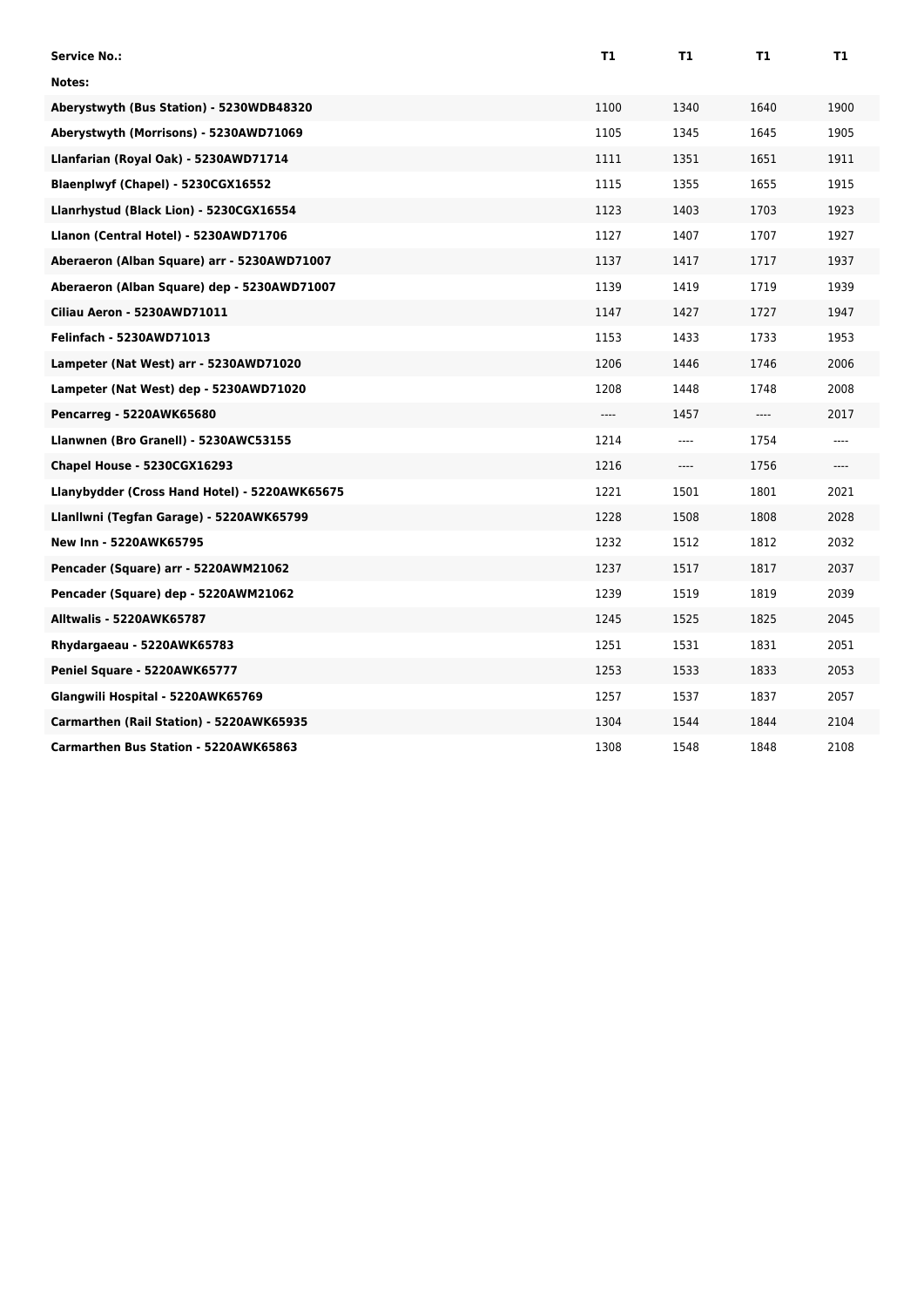| Service No.: | T1 | T1 | T1 | T1 |
| --- | --- | --- | --- | --- |
| Notes: | | | | |
| Aberystwyth (Bus Station) - 5230WDB48320 | 1100 | 1340 | 1640 | 1900 |
| Aberystwyth (Morrisons) - 5230AWD71069 | 1105 | 1345 | 1645 | 1905 |
| Llanfarian (Royal Oak) - 5230AWD71714 | 1111 | 1351 | 1651 | 1911 |
| Blaenplwyf (Chapel) - 5230CGX16552 | 1115 | 1355 | 1655 | 1915 |
| Llanrhystud (Black Lion) - 5230CGX16554 | 1123 | 1403 | 1703 | 1923 |
| Llanon (Central Hotel) - 5230AWD71706 | 1127 | 1407 | 1707 | 1927 |
| Aberaeron (Alban Square) arr - 5230AWD71007 | 1137 | 1417 | 1717 | 1937 |
| Aberaeron (Alban Square) dep - 5230AWD71007 | 1139 | 1419 | 1719 | 1939 |
| Ciliau Aeron - 5230AWD71011 | 1147 | 1427 | 1727 | 1947 |
| Felinfach - 5230AWD71013 | 1153 | 1433 | 1733 | 1953 |
| Lampeter (Nat West) arr - 5230AWD71020 | 1206 | 1446 | 1746 | 2006 |
| Lampeter (Nat West) dep - 5230AWD71020 | 1208 | 1448 | 1748 | 2008 |
| Pencarreg - 5220AWK65680 | ---- | 1457 | ---- | 2017 |
| Llanwnen (Bro Granell) - 5230AWC53155 | 1214 | ---- | 1754 | ---- |
| Chapel House - 5230CGX16293 | 1216 | ---- | 1756 | ---- |
| Llanybydder (Cross Hand Hotel) - 5220AWK65675 | 1221 | 1501 | 1801 | 2021 |
| Llanllwni (Tegfan Garage) - 5220AWK65799 | 1228 | 1508 | 1808 | 2028 |
| New Inn - 5220AWK65795 | 1232 | 1512 | 1812 | 2032 |
| Pencader (Square) arr - 5220AWM21062 | 1237 | 1517 | 1817 | 2037 |
| Pencader (Square) dep - 5220AWM21062 | 1239 | 1519 | 1819 | 2039 |
| Alltwalis - 5220AWK65787 | 1245 | 1525 | 1825 | 2045 |
| Rhydargaeau - 5220AWK65783 | 1251 | 1531 | 1831 | 2051 |
| Peniel Square - 5220AWK65777 | 1253 | 1533 | 1833 | 2053 |
| Glangwili Hospital - 5220AWK65769 | 1257 | 1537 | 1837 | 2057 |
| Carmarthen (Rail Station) - 5220AWK65935 | 1304 | 1544 | 1844 | 2104 |
| Carmarthen Bus Station - 5220AWK65863 | 1308 | 1548 | 1848 | 2108 |